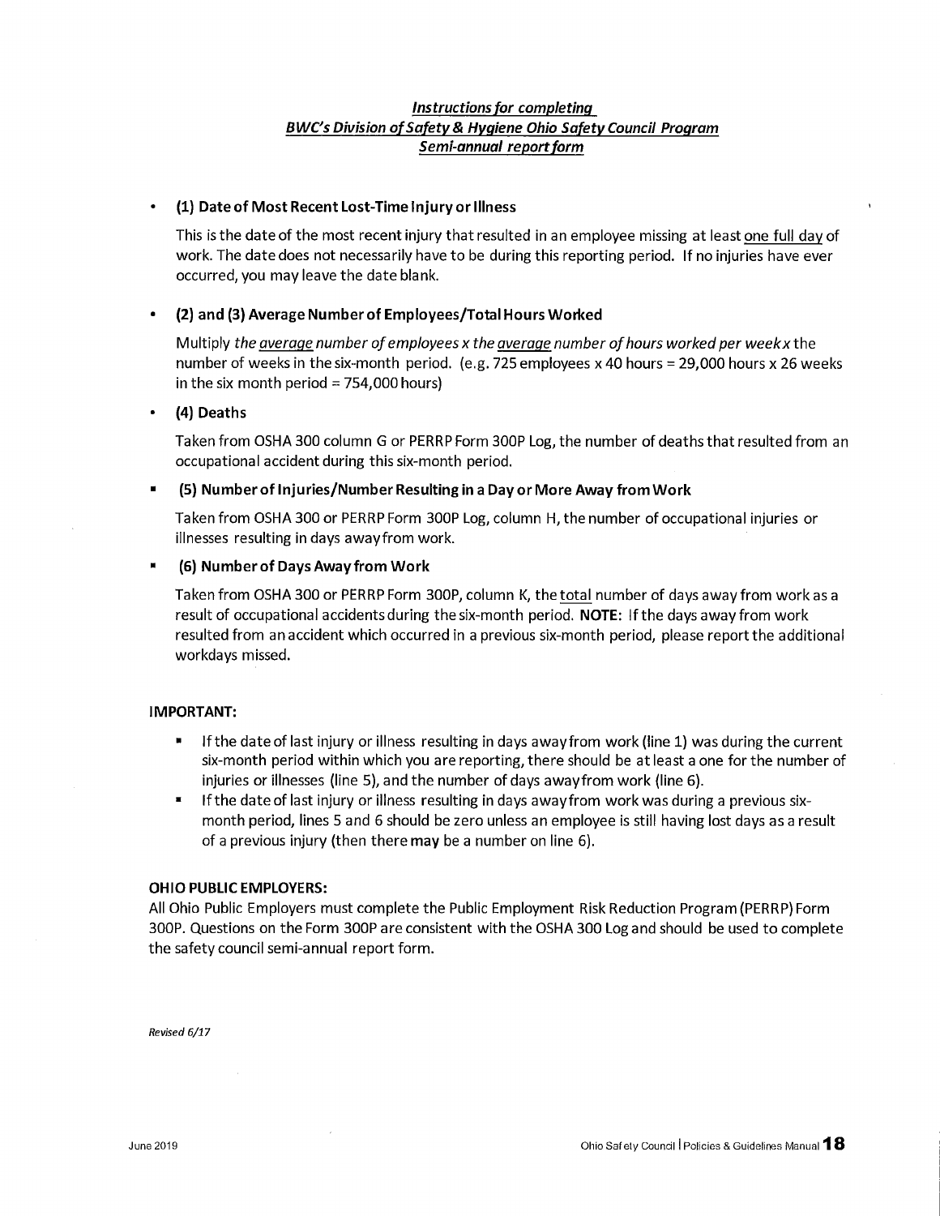## *Instructions for completing BWC's Division of Safety & Hygiene Ohio Safety Council Program Semi-annual report form*

- **(1) Date of Most Recent Lost-Time Injury or Illness**

  This is the date of the most recent injury that resulted in an employee missing at least <u>one full day</u> of work. The date does not necessarily have to be during this reporting period. If no injuries have ever occurred, you may leave the date blank.

- **(2) and (3) Average Number of Employees/Total Hours Worked**

  Multiply *the <u>average</u> number of employees x the <u>average</u> number of hours worked per week x* the number of weeks in the six-month period. (e.g. 725 employees x 40 hours = 29,000 hours x 26 weeks in the six month period = 754,000 hours)

- **(4) Deaths**

  Taken from OSHA 300 column G or PERRP Form 300P Log, the number of deaths that resulted from an occupational accident during this six-month period.

- **(5) Number of Injuries/Number Resulting in a Day or More Away from Work**

  Taken from OSHA 300 or PERRP Form 300P Log, column H, the number of occupational injuries or illnesses resulting in days away from work.

- **(6) Number of Days Away from Work**

  Taken from OSHA 300 or PERRP Form 300P, column K, the <u>total</u> number of days away from work as a result of occupational accidents during the six-month period. **NOTE:** If the days away from work resulted from an accident which occurred in a previous six-month period, please report the additional workdays missed.

**IMPORTANT:**

- If the date of last injury or illness resulting in days away from work (line 1) was during the current six-month period within which you are reporting, there should be at least a one for the number of injuries or illnesses (line 5), and the number of days away from work (line 6).
- If the date of last injury or illness resulting in days away from work was during a previous six-month period, lines 5 and 6 should be zero unless an employee is still having lost days as a result of a previous injury (then there **may** be a number on line 6).

**OHIO PUBLIC EMPLOYERS:**

All Ohio Public Employers must complete the Public Employment Risk Reduction Program (PERRP) Form 300P. Questions on the Form 300P are consistent with the OSHA 300 Log and should be used to complete the safety council semi-annual report form.

*Revised 6/17*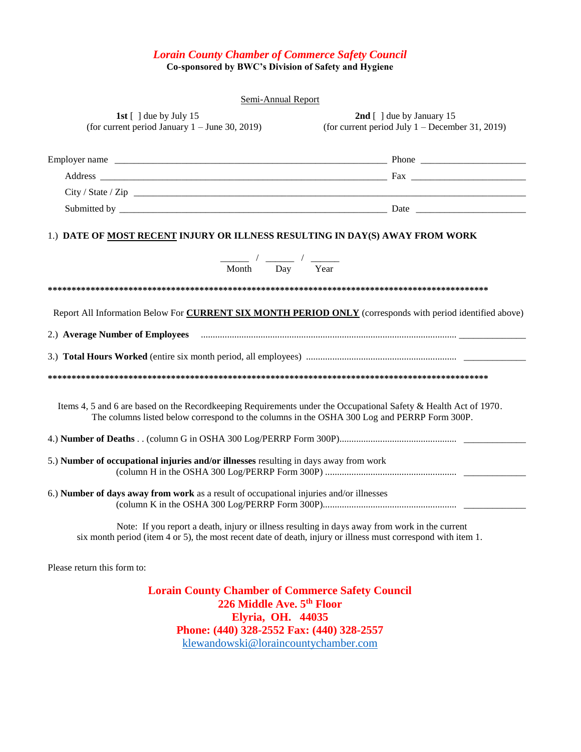# *Lorain County Chamber of Commerce Safety Council*

**Co-sponsored by BWC's Division of Safety and Hygiene**

Semi-Annual Report

**1st** [ ] due by July 15
(for current period January 1 – June 30, 2019)

**2nd** [ ] due by January 15
(for current period July 1 – December 31, 2019)

Employer name ______________________________________________ Phone ____________________

Address ______________________________________________ Fax ____________________

City / State / Zip ______________________________________________

Submitted by ______________________________________________ Date ____________________

1.) **DATE OF MOST RECENT INJURY OR ILLNESS RESULTING IN DAY(S) AWAY FROM WORK**

_____ / _____ / _____
Month    Day    Year

***********************************************************************************************

Report All Information Below For **CURRENT SIX MONTH PERIOD ONLY** (corresponds with period identified above)

2.) **Average Number of Employees** ........................................................................................... ____________

3.) **Total Hours Worked** (entire six month period, all employees) .............................................................. ____________

***********************************************************************************************

Items 4, 5 and 6 are based on the Recordkeeping Requirements under the Occupational Safety & Health Act of 1970. The columns listed below correspond to the columns in the OSHA 300 Log and PERRP Form 300P.

4.) **Number of Deaths** . . (column G in OSHA 300 Log/PERRP Form 300P)................................................ ____________

5.) **Number of occupational injuries and/or illnesses** resulting in days away from work
(column H in the OSHA 300 Log/PERRP Form 300P) ...................................................... ____________

6.) **Number of days away from work** as a result of occupational injuries and/or illnesses
(column K in the OSHA 300 Log/PERRP Form 300P)...................................................... ____________

Note: If you report a death, injury or illness resulting in days away from work in the current six month period (item 4 or 5), the most recent date of death, injury or illness must correspond with item 1.

Please return this form to:

**Lorain County Chamber of Commerce Safety Council**
**226 Middle Ave. 5th Floor**
**Elyria, OH. 44035**
**Phone: (440) 328-2552 Fax: (440) 328-2557**
klewandowski@loraincountychamber.com